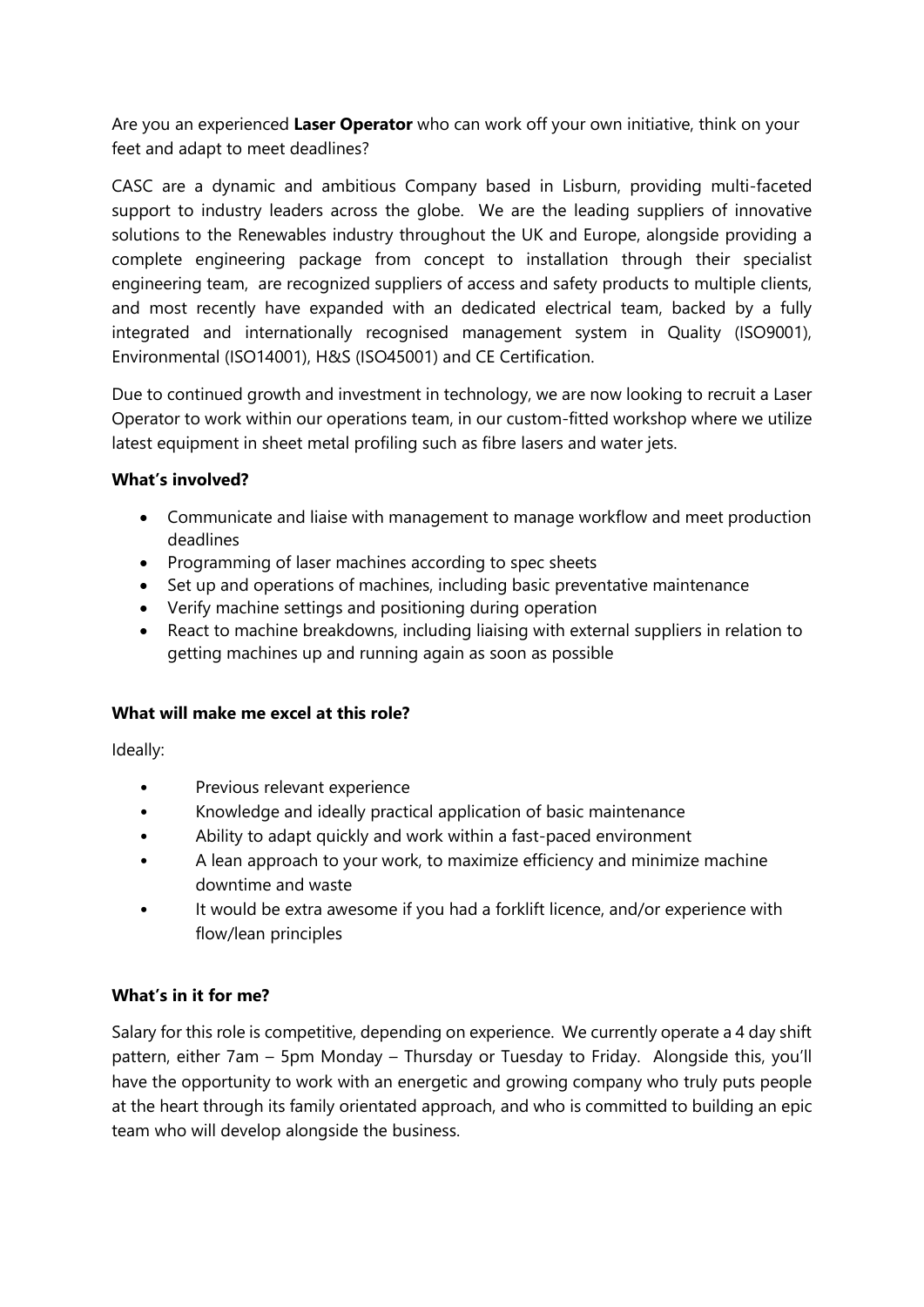Are you an experienced **Laser Operator** who can work off your own initiative, think on your feet and adapt to meet deadlines?

CASC are a dynamic and ambitious Company based in Lisburn, providing multi-faceted support to industry leaders across the globe. We are the leading suppliers of innovative solutions to the Renewables industry throughout the UK and Europe, alongside providing a complete engineering package from concept to installation through their specialist engineering team, are recognized suppliers of access and safety products to multiple clients, and most recently have expanded with an dedicated electrical team, backed by a fully integrated and internationally recognised management system in Quality (ISO9001), Environmental (ISO14001), H&S (ISO45001) and CE Certification.

Due to continued growth and investment in technology, we are now looking to recruit a Laser Operator to work within our operations team, in our custom-fitted workshop where we utilize latest equipment in sheet metal profiling such as fibre lasers and water jets.

**What's involved?**

- Communicate and liaise with management to manage workflow and meet production deadlines
- Programming of laser machines according to spec sheets
- Set up and operations of machines, including basic preventative maintenance
- Verify machine settings and positioning during operation
- React to machine breakdowns, including liaising with external suppliers in relation to getting machines up and running again as soon as possible

**What will make me excel at this role?**

Ideally:

- Previous relevant experience
- Knowledge and ideally practical application of basic maintenance
- Ability to adapt quickly and work within a fast-paced environment
- A lean approach to your work, to maximize efficiency and minimize machine downtime and waste
- It would be extra awesome if you had a forklift licence, and/or experience with flow/lean principles

**What's in it for me?**

Salary for this role is competitive, depending on experience. We currently operate a 4 day shift pattern, either 7am – 5pm Monday – Thursday or Tuesday to Friday. Alongside this, you'll have the opportunity to work with an energetic and growing company who truly puts people at the heart through its family orientated approach, and who is committed to building an epic team who will develop alongside the business.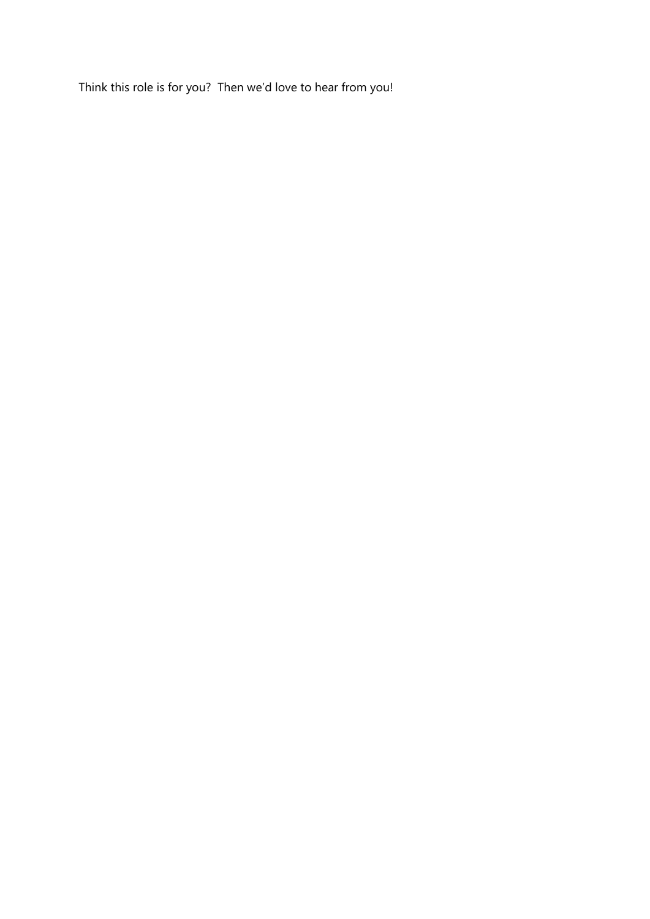Think this role is for you?  Then we'd love to hear from you!